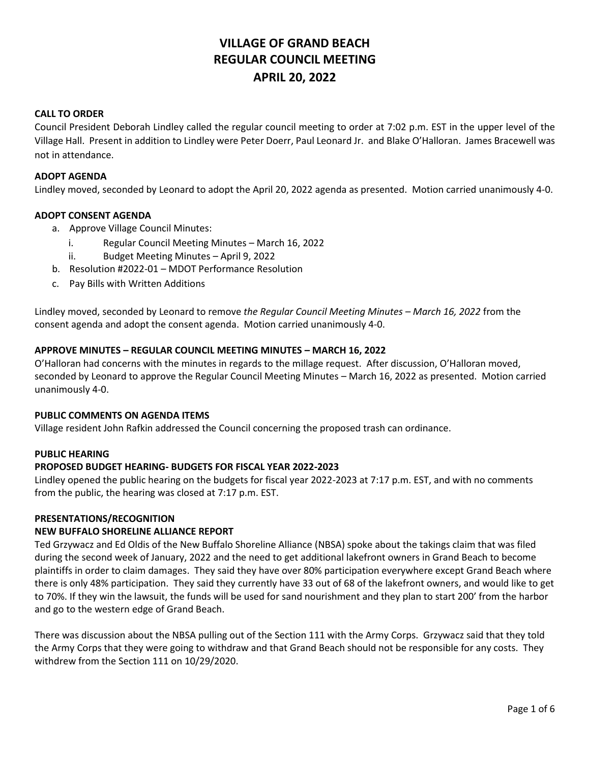# VILLAGE OF GRAND BEACH
# REGULAR COUNCIL MEETING
# APRIL 20, 2022

### CALL TO ORDER

Council President Deborah Lindley called the regular council meeting to order at 7:02 p.m. EST in the upper level of the Village Hall. Present in addition to Lindley were Peter Doerr, Paul Leonard Jr. and Blake O'Halloran. James Bracewell was not in attendance.

### ADOPT AGENDA

Lindley moved, seconded by Leonard to adopt the April 20, 2022 agenda as presented. Motion carried unanimously 4-0.

### ADOPT CONSENT AGENDA

a. Approve Village Council Minutes:
   i. Regular Council Meeting Minutes – March 16, 2022
   ii. Budget Meeting Minutes – April 9, 2022
b. Resolution #2022-01 – MDOT Performance Resolution
c. Pay Bills with Written Additions

Lindley moved, seconded by Leonard to remove *the Regular Council Meeting Minutes – March 16, 2022* from the consent agenda and adopt the consent agenda. Motion carried unanimously 4-0.

### APPROVE MINUTES – REGULAR COUNCIL MEETING MINUTES – MARCH 16, 2022

O'Halloran had concerns with the minutes in regards to the millage request. After discussion, O'Halloran moved, seconded by Leonard to approve the Regular Council Meeting Minutes – March 16, 2022 as presented. Motion carried unanimously 4-0.

### PUBLIC COMMENTS ON AGENDA ITEMS

Village resident John Rafkin addressed the Council concerning the proposed trash can ordinance.

### PUBLIC HEARING

### PROPOSED BUDGET HEARING- BUDGETS FOR FISCAL YEAR 2022-2023

Lindley opened the public hearing on the budgets for fiscal year 2022-2023 at 7:17 p.m. EST, and with no comments from the public, the hearing was closed at 7:17 p.m. EST.

### PRESENTATIONS/RECOGNITION

### NEW BUFFALO SHORELINE ALLIANCE REPORT

Ted Grzywacz and Ed Oldis of the New Buffalo Shoreline Alliance (NBSA) spoke about the takings claim that was filed during the second week of January, 2022 and the need to get additional lakefront owners in Grand Beach to become plaintiffs in order to claim damages. They said they have over 80% participation everywhere except Grand Beach where there is only 48% participation. They said they currently have 33 out of 68 of the lakefront owners, and would like to get to 70%. If they win the lawsuit, the funds will be used for sand nourishment and they plan to start 200' from the harbor and go to the western edge of Grand Beach.

There was discussion about the NBSA pulling out of the Section 111 with the Army Corps. Grzywacz said that they told the Army Corps that they were going to withdraw and that Grand Beach should not be responsible for any costs. They withdrew from the Section 111 on 10/29/2020.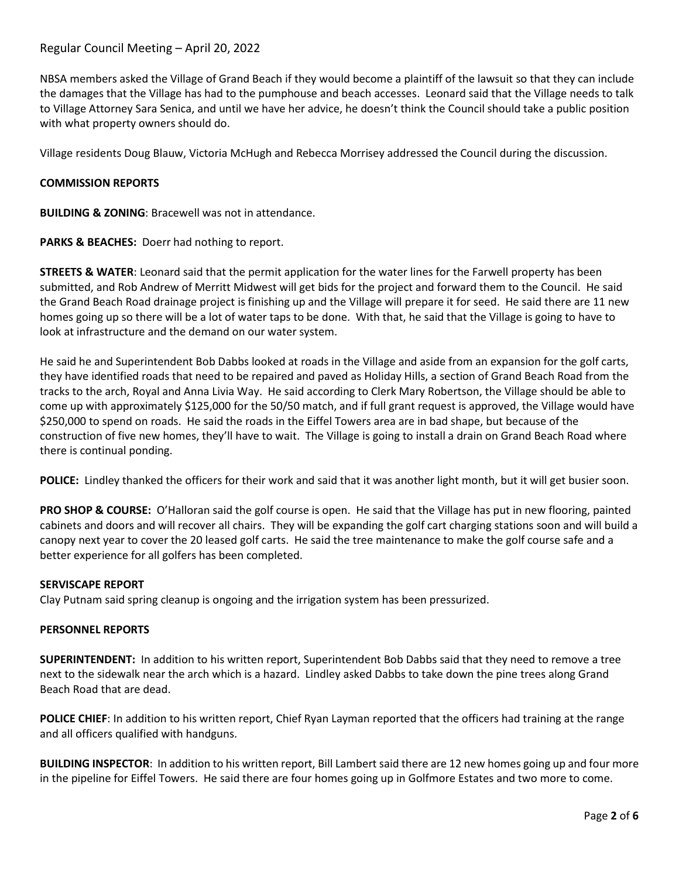NBSA members asked the Village of Grand Beach if they would become a plaintiff of the lawsuit so that they can include the damages that the Village has had to the pumphouse and beach accesses. Leonard said that the Village needs to talk to Village Attorney Sara Senica, and until we have her advice, he doesn't think the Council should take a public position with what property owners should do.

Village residents Doug Blauw, Victoria McHugh and Rebecca Morrisey addressed the Council during the discussion.

**COMMISSION REPORTS**

**BUILDING & ZONING**: Bracewell was not in attendance.

**PARKS & BEACHES:** Doerr had nothing to report.

**STREETS & WATER**: Leonard said that the permit application for the water lines for the Farwell property has been submitted, and Rob Andrew of Merritt Midwest will get bids for the project and forward them to the Council. He said the Grand Beach Road drainage project is finishing up and the Village will prepare it for seed. He said there are 11 new homes going up so there will be a lot of water taps to be done. With that, he said that the Village is going to have to look at infrastructure and the demand on our water system.

He said he and Superintendent Bob Dabbs looked at roads in the Village and aside from an expansion for the golf carts, they have identified roads that need to be repaired and paved as Holiday Hills, a section of Grand Beach Road from the tracks to the arch, Royal and Anna Livia Way. He said according to Clerk Mary Robertson, the Village should be able to come up with approximately $125,000 for the 50/50 match, and if full grant request is approved, the Village would have $250,000 to spend on roads. He said the roads in the Eiffel Towers area are in bad shape, but because of the construction of five new homes, they'll have to wait. The Village is going to install a drain on Grand Beach Road where there is continual ponding.

**POLICE:** Lindley thanked the officers for their work and said that it was another light month, but it will get busier soon.

**PRO SHOP & COURSE:** O'Halloran said the golf course is open. He said that the Village has put in new flooring, painted cabinets and doors and will recover all chairs. They will be expanding the golf cart charging stations soon and will build a canopy next year to cover the 20 leased golf carts. He said the tree maintenance to make the golf course safe and a better experience for all golfers has been completed.

**SERVISCAPE REPORT**

Clay Putnam said spring cleanup is ongoing and the irrigation system has been pressurized.

**PERSONNEL REPORTS**

**SUPERINTENDENT:** In addition to his written report, Superintendent Bob Dabbs said that they need to remove a tree next to the sidewalk near the arch which is a hazard. Lindley asked Dabbs to take down the pine trees along Grand Beach Road that are dead.

**POLICE CHIEF**: In addition to his written report, Chief Ryan Layman reported that the officers had training at the range and all officers qualified with handguns.

**BUILDING INSPECTOR**: In addition to his written report, Bill Lambert said there are 12 new homes going up and four more in the pipeline for Eiffel Towers. He said there are four homes going up in Golfmore Estates and two more to come.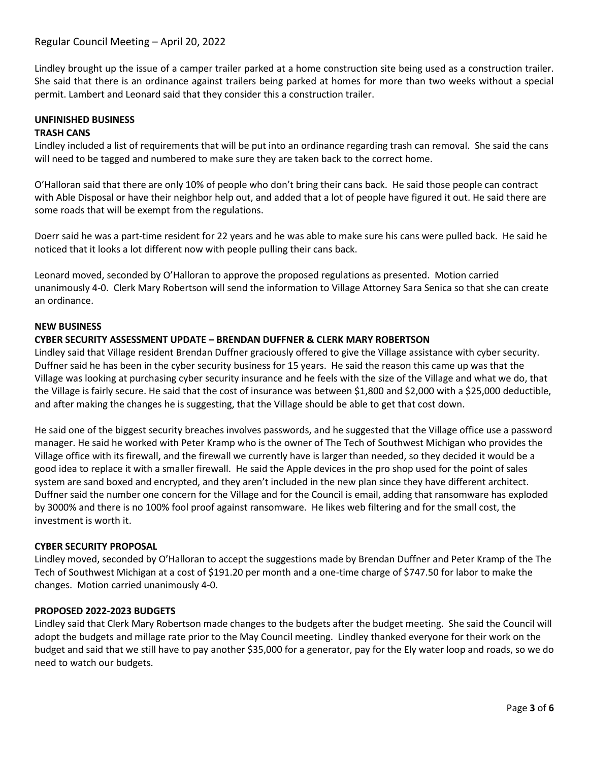Lindley brought up the issue of a camper trailer parked at a home construction site being used as a construction trailer. She said that there is an ordinance against trailers being parked at homes for more than two weeks without a special permit. Lambert and Leonard said that they consider this a construction trailer.

## UNFINISHED BUSINESS

### TRASH CANS

Lindley included a list of requirements that will be put into an ordinance regarding trash can removal. She said the cans will need to be tagged and numbered to make sure they are taken back to the correct home.

O'Halloran said that there are only 10% of people who don't bring their cans back. He said those people can contract with Able Disposal or have their neighbor help out, and added that a lot of people have figured it out. He said there are some roads that will be exempt from the regulations.

Doerr said he was a part-time resident for 22 years and he was able to make sure his cans were pulled back. He said he noticed that it looks a lot different now with people pulling their cans back.

Leonard moved, seconded by O'Halloran to approve the proposed regulations as presented. Motion carried unanimously 4-0. Clerk Mary Robertson will send the information to Village Attorney Sara Senica so that she can create an ordinance.

## NEW BUSINESS

### CYBER SECURITY ASSESSMENT UPDATE – BRENDAN DUFFNER & CLERK MARY ROBERTSON

Lindley said that Village resident Brendan Duffner graciously offered to give the Village assistance with cyber security. Duffner said he has been in the cyber security business for 15 years. He said the reason this came up was that the Village was looking at purchasing cyber security insurance and he feels with the size of the Village and what we do, that the Village is fairly secure. He said that the cost of insurance was between $1,800 and $2,000 with a $25,000 deductible, and after making the changes he is suggesting, that the Village should be able to get that cost down.

He said one of the biggest security breaches involves passwords, and he suggested that the Village office use a password manager. He said he worked with Peter Kramp who is the owner of The Tech of Southwest Michigan who provides the Village office with its firewall, and the firewall we currently have is larger than needed, so they decided it would be a good idea to replace it with a smaller firewall. He said the Apple devices in the pro shop used for the point of sales system are sand boxed and encrypted, and they aren't included in the new plan since they have different architect. Duffner said the number one concern for the Village and for the Council is email, adding that ransomware has exploded by 3000% and there is no 100% fool proof against ransomware. He likes web filtering and for the small cost, the investment is worth it.

### CYBER SECURITY PROPOSAL

Lindley moved, seconded by O'Halloran to accept the suggestions made by Brendan Duffner and Peter Kramp of the The Tech of Southwest Michigan at a cost of $191.20 per month and a one-time charge of $747.50 for labor to make the changes. Motion carried unanimously 4-0.

### PROPOSED 2022-2023 BUDGETS

Lindley said that Clerk Mary Robertson made changes to the budgets after the budget meeting. She said the Council will adopt the budgets and millage rate prior to the May Council meeting. Lindley thanked everyone for their work on the budget and said that we still have to pay another $35,000 for a generator, pay for the Ely water loop and roads, so we do need to watch our budgets.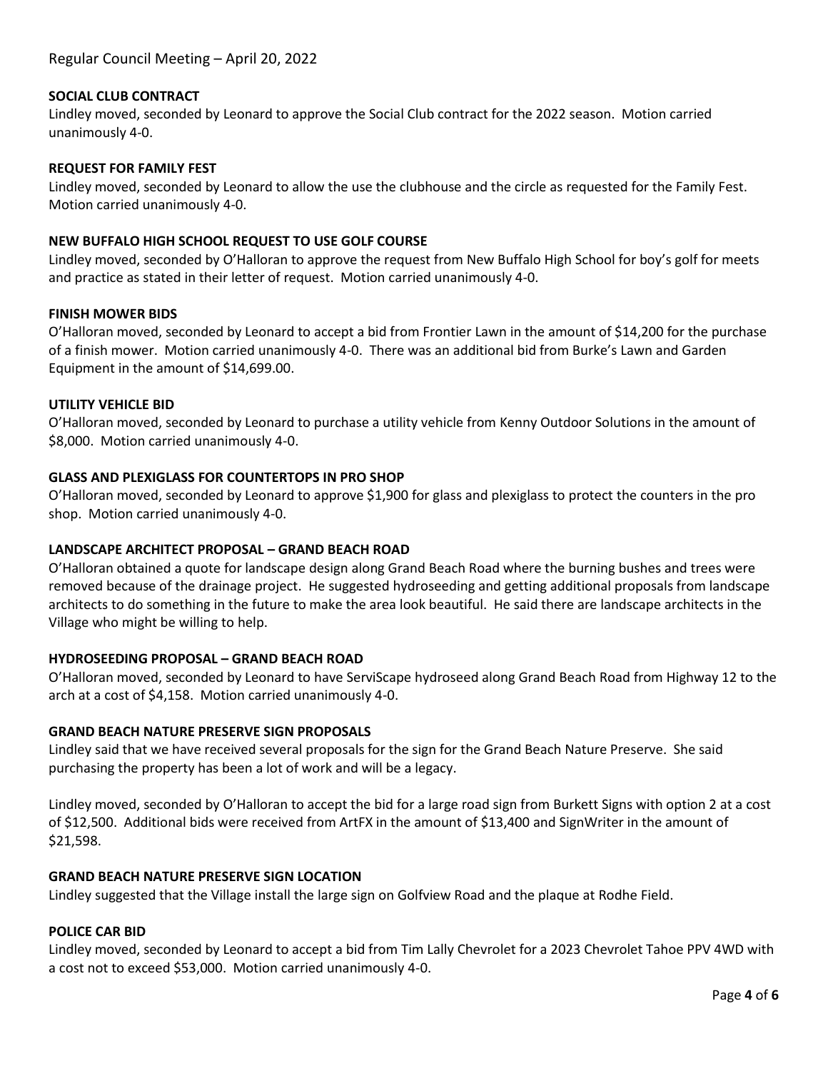**SOCIAL CLUB CONTRACT**

Lindley moved, seconded by Leonard to approve the Social Club contract for the 2022 season. Motion carried unanimously 4-0.

**REQUEST FOR FAMILY FEST**

Lindley moved, seconded by Leonard to allow the use the clubhouse and the circle as requested for the Family Fest. Motion carried unanimously 4-0.

**NEW BUFFALO HIGH SCHOOL REQUEST TO USE GOLF COURSE**

Lindley moved, seconded by O'Halloran to approve the request from New Buffalo High School for boy's golf for meets and practice as stated in their letter of request. Motion carried unanimously 4-0.

**FINISH MOWER BIDS**

O'Halloran moved, seconded by Leonard to accept a bid from Frontier Lawn in the amount of $14,200 for the purchase of a finish mower. Motion carried unanimously 4-0. There was an additional bid from Burke's Lawn and Garden Equipment in the amount of $14,699.00.

**UTILITY VEHICLE BID**

O'Halloran moved, seconded by Leonard to purchase a utility vehicle from Kenny Outdoor Solutions in the amount of $8,000. Motion carried unanimously 4-0.

**GLASS AND PLEXIGLASS FOR COUNTERTOPS IN PRO SHOP**

O'Halloran moved, seconded by Leonard to approve $1,900 for glass and plexiglass to protect the counters in the pro shop. Motion carried unanimously 4-0.

**LANDSCAPE ARCHITECT PROPOSAL – GRAND BEACH ROAD**

O'Halloran obtained a quote for landscape design along Grand Beach Road where the burning bushes and trees were removed because of the drainage project. He suggested hydroseeding and getting additional proposals from landscape architects to do something in the future to make the area look beautiful. He said there are landscape architects in the Village who might be willing to help.

**HYDROSEEDING PROPOSAL – GRAND BEACH ROAD**

O'Halloran moved, seconded by Leonard to have ServiScape hydroseed along Grand Beach Road from Highway 12 to the arch at a cost of $4,158. Motion carried unanimously 4-0.

**GRAND BEACH NATURE PRESERVE SIGN PROPOSALS**

Lindley said that we have received several proposals for the sign for the Grand Beach Nature Preserve. She said purchasing the property has been a lot of work and will be a legacy.

Lindley moved, seconded by O'Halloran to accept the bid for a large road sign from Burkett Signs with option 2 at a cost of $12,500. Additional bids were received from ArtFX in the amount of $13,400 and SignWriter in the amount of $21,598.

**GRAND BEACH NATURE PRESERVE SIGN LOCATION**

Lindley suggested that the Village install the large sign on Golfview Road and the plaque at Rodhe Field.

**POLICE CAR BID**

Lindley moved, seconded by Leonard to accept a bid from Tim Lally Chevrolet for a 2023 Chevrolet Tahoe PPV 4WD with a cost not to exceed $53,000. Motion carried unanimously 4-0.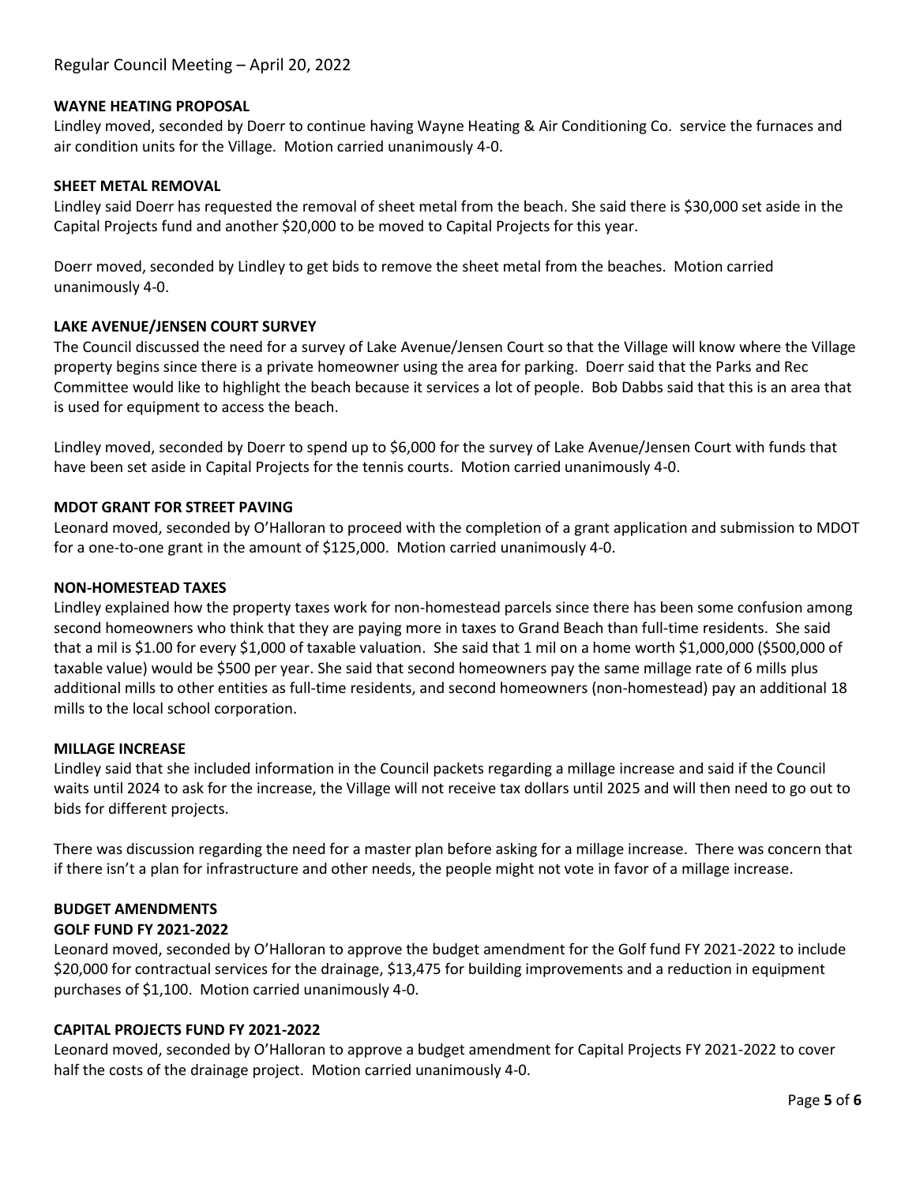Regular Council Meeting – April 20, 2022

**WAYNE HEATING PROPOSAL**

Lindley moved, seconded by Doerr to continue having Wayne Heating & Air Conditioning Co. service the furnaces and air condition units for the Village. Motion carried unanimously 4-0.

**SHEET METAL REMOVAL**

Lindley said Doerr has requested the removal of sheet metal from the beach. She said there is $30,000 set aside in the Capital Projects fund and another $20,000 to be moved to Capital Projects for this year.

Doerr moved, seconded by Lindley to get bids to remove the sheet metal from the beaches. Motion carried unanimously 4-0.

**LAKE AVENUE/JENSEN COURT SURVEY**

The Council discussed the need for a survey of Lake Avenue/Jensen Court so that the Village will know where the Village property begins since there is a private homeowner using the area for parking. Doerr said that the Parks and Rec Committee would like to highlight the beach because it services a lot of people. Bob Dabbs said that this is an area that is used for equipment to access the beach.

Lindley moved, seconded by Doerr to spend up to $6,000 for the survey of Lake Avenue/Jensen Court with funds that have been set aside in Capital Projects for the tennis courts. Motion carried unanimously 4-0.

**MDOT GRANT FOR STREET PAVING**

Leonard moved, seconded by O'Halloran to proceed with the completion of a grant application and submission to MDOT for a one-to-one grant in the amount of $125,000. Motion carried unanimously 4-0.

**NON-HOMESTEAD TAXES**

Lindley explained how the property taxes work for non-homestead parcels since there has been some confusion among second homeowners who think that they are paying more in taxes to Grand Beach than full-time residents. She said that a mil is $1.00 for every $1,000 of taxable valuation. She said that 1 mil on a home worth $1,000,000 ($500,000 of taxable value) would be $500 per year. She said that second homeowners pay the same millage rate of 6 mills plus additional mills to other entities as full-time residents, and second homeowners (non-homestead) pay an additional 18 mills to the local school corporation.

**MILLAGE INCREASE**

Lindley said that she included information in the Council packets regarding a millage increase and said if the Council waits until 2024 to ask for the increase, the Village will not receive tax dollars until 2025 and will then need to go out to bids for different projects.

There was discussion regarding the need for a master plan before asking for a millage increase. There was concern that if there isn't a plan for infrastructure and other needs, the people might not vote in favor of a millage increase.

**BUDGET AMENDMENTS**

**GOLF FUND FY 2021-2022**

Leonard moved, seconded by O'Halloran to approve the budget amendment for the Golf fund FY 2021-2022 to include $20,000 for contractual services for the drainage, $13,475 for building improvements and a reduction in equipment purchases of $1,100. Motion carried unanimously 4-0.

**CAPITAL PROJECTS FUND FY 2021-2022**

Leonard moved, seconded by O'Halloran to approve a budget amendment for Capital Projects FY 2021-2022 to cover half the costs of the drainage project. Motion carried unanimously 4-0.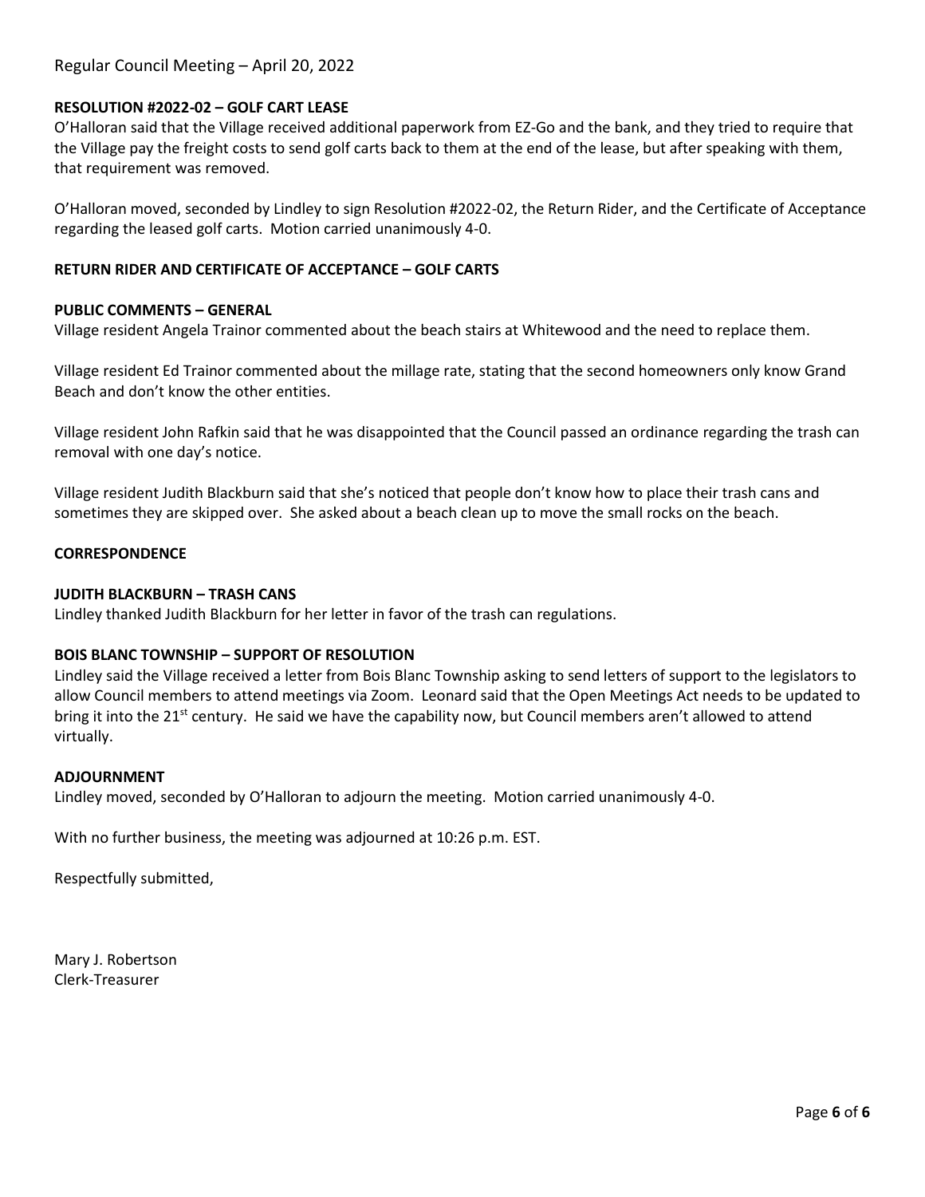**RESOLUTION #2022-02 – GOLF CART LEASE**

O'Halloran said that the Village received additional paperwork from EZ-Go and the bank, and they tried to require that the Village pay the freight costs to send golf carts back to them at the end of the lease, but after speaking with them, that requirement was removed.

O'Halloran moved, seconded by Lindley to sign Resolution #2022-02, the Return Rider, and the Certificate of Acceptance regarding the leased golf carts. Motion carried unanimously 4-0.

**RETURN RIDER AND CERTIFICATE OF ACCEPTANCE – GOLF CARTS**

**PUBLIC COMMENTS – GENERAL**

Village resident Angela Trainor commented about the beach stairs at Whitewood and the need to replace them.

Village resident Ed Trainor commented about the millage rate, stating that the second homeowners only know Grand Beach and don't know the other entities.

Village resident John Rafkin said that he was disappointed that the Council passed an ordinance regarding the trash can removal with one day's notice.

Village resident Judith Blackburn said that she's noticed that people don't know how to place their trash cans and sometimes they are skipped over. She asked about a beach clean up to move the small rocks on the beach.

**CORRESPONDENCE**

**JUDITH BLACKBURN – TRASH CANS**

Lindley thanked Judith Blackburn for her letter in favor of the trash can regulations.

**BOIS BLANC TOWNSHIP – SUPPORT OF RESOLUTION**

Lindley said the Village received a letter from Bois Blanc Township asking to send letters of support to the legislators to allow Council members to attend meetings via Zoom. Leonard said that the Open Meetings Act needs to be updated to bring it into the 21st century. He said we have the capability now, but Council members aren't allowed to attend virtually.

**ADJOURNMENT**

Lindley moved, seconded by O'Halloran to adjourn the meeting. Motion carried unanimously 4-0.

With no further business, the meeting was adjourned at 10:26 p.m. EST.

Respectfully submitted,

Mary J. Robertson
Clerk-Treasurer